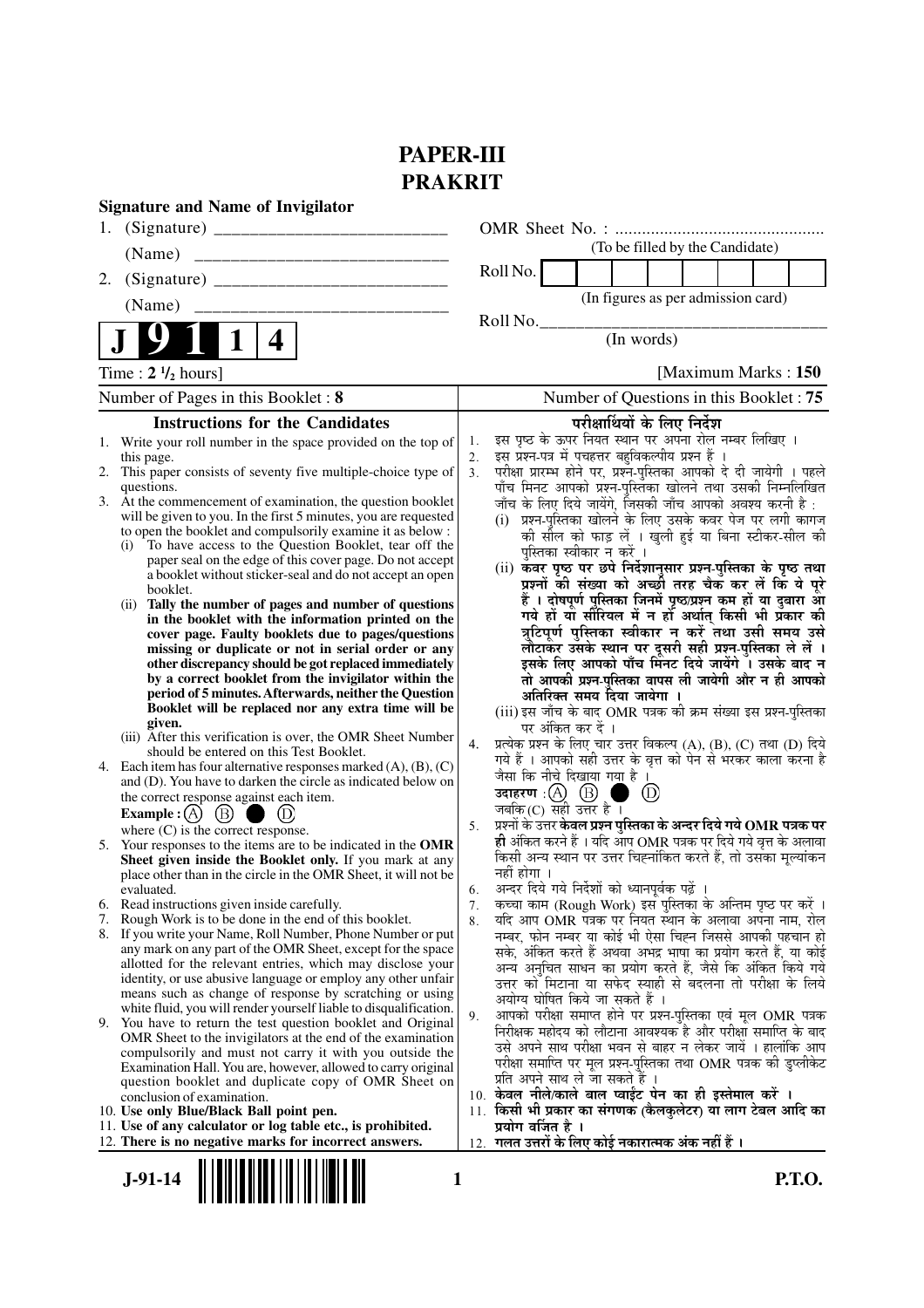# PAPER-III
# PRAKRIT

**Signature and Name of Invigilator**

1. (Signature) __________________________

   (Name) ____________________________

2. (Signature) __________________________

   (Name) ____________________________

OMR Sheet No. : ...............................................

(To be filled by the Candidate)

Roll No.

(In figures as per admission card)

Roll No.________________________________

(In words)

**J 9 1 1 4**

Time : **2 ½ hours]** **[Maximum Marks : 150**

Number of Pages in this Booklet : **8** Number of Questions in this Booklet : **75**

## Instructions for the Candidates

1. Write your roll number in the space provided on the top of this page.
2. This paper consists of seventy five multiple-choice type of questions.
3. At the commencement of examination, the question booklet will be given to you. In the first 5 minutes, you are requested to open the booklet and compulsorily examine it as below :
   (i) To have access to the Question Booklet, tear off the paper seal on the edge of this cover page. Do not accept a booklet without sticker-seal and do not accept an open booklet.
   (ii) **Tally the number of pages and number of questions in the booklet with the information printed on the cover page. Faulty booklets due to pages/questions missing or duplicate or not in serial order or any other discrepancy should be got replaced immediately by a correct booklet from the invigilator within the period of 5 minutes. Afterwards, neither the Question Booklet will be replaced nor any extra time will be given.**
   (iii) After this verification is over, the OMR Sheet Number should be entered on this Test Booklet.
4. Each item has four alternative responses marked (A), (B), (C) and (D). You have to darken the circle as indicated below on the correct response against each item.
   **Example :** (A) (B) ● (D)
   where (C) is the correct response.
5. Your responses to the items are to be indicated in the **OMR Sheet given inside the Booklet only.** If you mark at any place other than in the circle in the OMR Sheet, it will not be evaluated.
6. Read instructions given inside carefully.
7. Rough Work is to be done in the end of this booklet.
8. If you write your Name, Roll Number, Phone Number or put any mark on any part of the OMR Sheet, except for the space allotted for the relevant entries, which may disclose your identity, or use abusive language or employ any other unfair means such as change of response by scratching or using white fluid, you will render yourself liable to disqualification.
9. You have to return the test question booklet and Original OMR Sheet to the invigilators at the end of the examination compulsorily and must not carry it with you outside the Examination Hall. You are, however, allowed to carry original question booklet and duplicate copy of OMR Sheet on conclusion of examination.
10. **Use only Blue/Black Ball point pen.**
11. **Use of any calculator or log table etc., is prohibited.**
12. **There is no negative marks for incorrect answers.**

## परीक्षार्थियों के लिए निर्देश

1. इस पृष्ठ के ऊपर नियत स्थान पर अपना रोल नम्बर लिखिए ।
2. इस प्रश्न-पत्र में पचहत्तर बहुविकल्पीय प्रश्न हैं ।
3. परीक्षा प्रारम्भ होने पर, प्रश्न-पुस्तिका आपको दे दी जायेगी । पहले पाँच मिनट आपको प्रश्न-पुस्तिका खोलने तथा उसकी निम्नलिखित जाँच के लिए दिये जायेंगे, जिसकी जाँच आपको अवश्य करनी है :
   (i) प्रश्न-पुस्तिका खोलने के लिए उसके कवर पेज पर लगी कागज की सील को फाड़ लें । खुली हुई या बिना स्टीकर-सील की पुस्तिका स्वीकार न करें ।
   (ii) **कवर पृष्ठ पर छपे निर्देशानुसार प्रश्न-पुस्तिका के पृष्ठ तथा प्रश्नों की संख्या को अच्छी तरह चैक कर लें कि ये पूरे हैं । दोषपूर्ण पुस्तिका जिनमें पृष्ठ/प्रश्न कम हों या दुबारा आ गये हों या सीरियल में न हों अर्थात् किसी भी प्रकार की त्रुटिपूर्ण पुस्तिका स्वीकार न करें तथा उसी समय उसे लौटाकर उसके स्थान पर दूसरी सही प्रश्न-पुस्तिका ले लें । इसके लिए आपको पाँच मिनट दिये जायेंगे । उसके बाद न तो आपकी प्रश्न-पुस्तिका वापस ली जायेगी और न ही आपको अतिरिक्त समय दिया जायेगा ।**
   (iii) इस जाँच के बाद OMR पत्रक की क्रम संख्या इस प्रश्न-पुस्तिका पर अंकित कर दें ।
4. प्रत्येक प्रश्न के लिए चार उत्तर विकल्प (A), (B), (C) तथा (D) दिये गये हैं । आपको सही उत्तर के वृत्त को पेन से भरकर काला करना है जैसा कि नीचे दिखाया गया है ।
   **उदाहरण :** (A) (B) ● (D)
   जबकि (C) सही उत्तर है ।
5. प्रश्नों के उत्तर **केवल प्रश्न पुस्तिका के अन्दर दिये गये OMR पत्रक पर ही** अंकित करने हैं । यदि आप OMR पत्रक पर दिये गये वृत्त के अलावा किसी अन्य स्थान पर उत्तर चिह्नांकित करते हैं, तो उसका मूल्यांकन नहीं होगा ।
6. अन्दर दिये गये निर्देशों को ध्यानपूर्वक पढ़ें ।
7. कच्चा काम (Rough Work) इस पुस्तिका के अन्तिम पृष्ठ पर करें ।
8. यदि आप OMR पत्रक पर नियत स्थान के अलावा अपना नाम, रोल नम्बर, फोन नम्बर या कोई भी ऐसा चिह्न जिससे आपकी पहचान हो सके, अंकित करते हैं अथवा अभद्र भाषा का प्रयोग करते हैं, या कोई अन्य अनुचित साधन का प्रयोग करते हैं, जैसे कि अंकित किये गये उत्तर को मिटाना या सफेद स्याही से बदलना तो परीक्षा के लिये अयोग्य घोषित किये जा सकते हैं ।
9. आपको परीक्षा समाप्त होने पर प्रश्न-पुस्तिका एवं मूल OMR पत्रक निरीक्षक महोदय को लौटाना आवश्यक है और परीक्षा समाप्ति के बाद उसे अपने साथ परीक्षा भवन से बाहर न लेकर जायें । हालांकि आप परीक्षा समाप्ति पर मूल प्रश्न-पुस्तिका तथा OMR पत्रक की डुप्लीकेट प्रति अपने साथ ले जा सकते हैं ।
10. **केवल नीले/काले बाल प्वाईंट पेन का ही इस्तेमाल करें ।**
11. **किसी भी प्रकार का संगणक (कैलकुलेटर) या लाग टेबल आदि का प्रयोग वर्जित है ।**
12. **गलत उत्तरों के लिए कोई नकारात्मक अंक नहीं हैं ।**

J-91-14

P.T.O.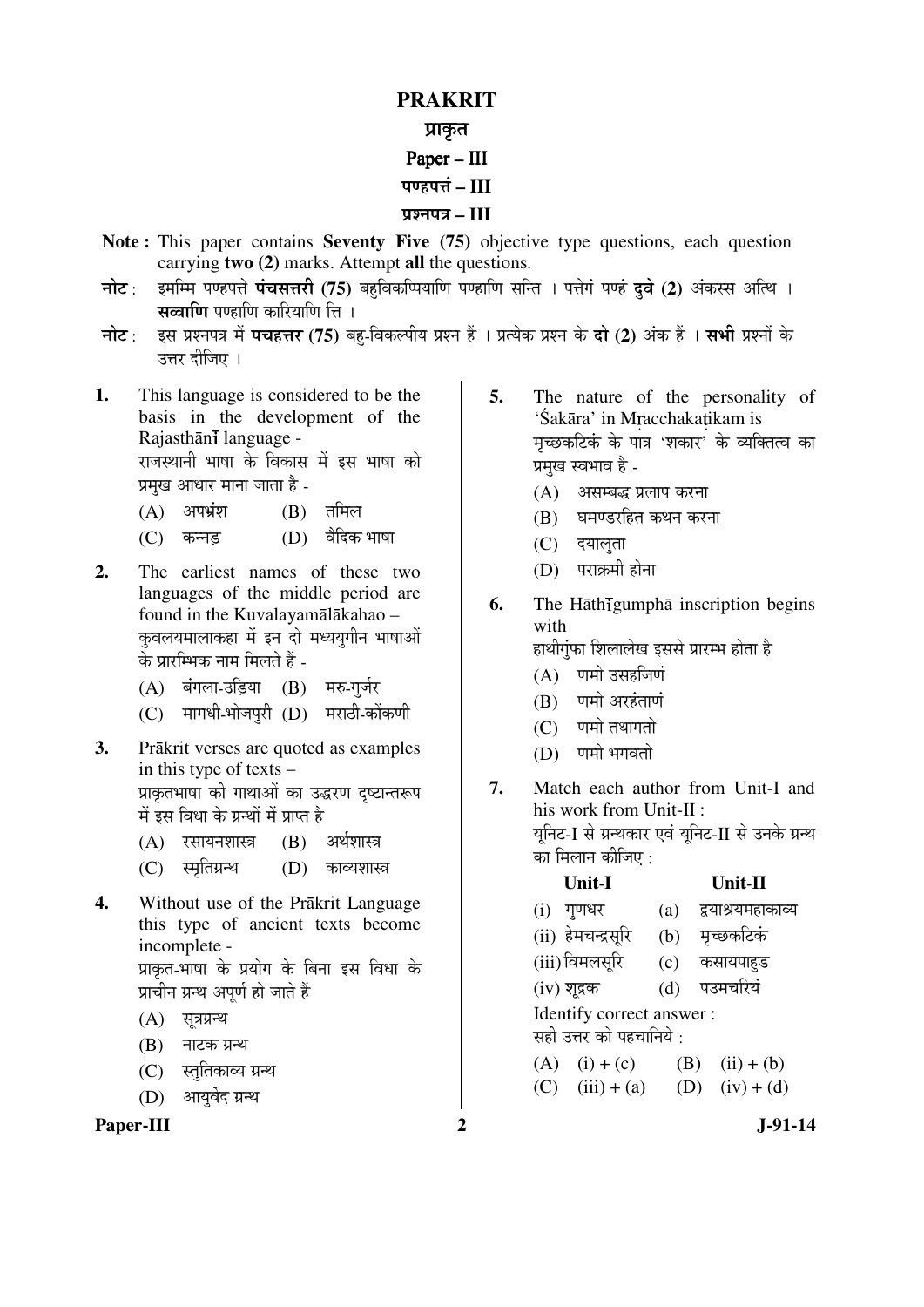# PRAKRIT

## प्राकृत

## Paper – III

## पण्हपत्तं – III

## प्रश्नपत्र – III

**Note :** This paper contains **Seventy Five (75)** objective type questions, each question carrying **two (2)** marks. Attempt **all** the questions.

**नोट :** इमम्मि पण्हपत्ते **पंचसत्तरी (75)** बहुविकप्पियाणि पण्हाणि सन्ति । पत्तेगं पण्हं **दुवे (2)** अंकस्स अत्थि । **सव्वाणि** पण्हाणि कारियाणि त्ति ।

**नोट :** इस प्रश्नपत्र में **पचहत्तर (75)** बहु-विकल्पीय प्रश्न हैं । प्रत्येक प्रश्न के **दो (2)** अंक हैं । **सभी** प्रश्नों के उत्तर दीजिए ।

**1.** This language is considered to be the basis in the development of the Rajasthānī language -
राजस्थानी भाषा के विकास में इस भाषा को प्रमुख आधार माना जाता है -

(A) अपभ्रंश (B) तमिल
(C) कन्नड़ (D) वैदिक भाषा

**2.** The earliest names of these two languages of the middle period are found in the Kuvalayamālākahao –
कुवलयमालाकहा में इन दो मध्ययुगीन भाषाओं के प्रारम्भिक नाम मिलते हैं -

(A) बंगला-उड़िया (B) मरु-गुर्जर
(C) मागधी-भोजपुरी (D) मराठी-कोंकणी

**3.** Prākrit verses are quoted as examples in this type of texts –
प्राकृतभाषा की गाथाओं का उद्धरण दृष्टान्तरूप में इस विधा के ग्रन्थों में प्राप्त है

(A) रसायनशास्त्र (B) अर्थशास्त्र
(C) स्मृतिग्रन्थ (D) काव्यशास्त्र

**4.** Without use of the Prākrit Language this type of ancient texts become incomplete -
प्राकृत-भाषा के प्रयोग के बिना इस विधा के प्राचीन ग्रन्थ अपूर्ण हो जाते हैं

(A) सूत्रग्रन्थ
(B) नाटक ग्रन्थ
(C) स्तुतिकाव्य ग्रन्थ
(D) आयुर्वेद ग्रन्थ

**5.** The nature of the personality of 'Śakāra' in Mṛacchakaṭikam is
मृच्छकटिकं के पात्र 'शकार' के व्यक्तित्व का प्रमुख स्वभाव है -

(A) असम्बद्ध प्रलाप करना
(B) घमण्डरहित कथन करना
(C) दयालुता
(D) पराक्रमी होना

**6.** The Hāthīgumphā inscription begins with
हाथीगुंफा शिलालेख इससे प्रारम्भ होता है

(A) णमो उसहजिणं
(B) णमो अरहंताणं
(C) णमो तथागतो
(D) णमो भगवतो

**7.** Match each author from Unit-I and his work from Unit-II :
यूनिट-I से ग्रन्थकार एवं यूनिट-II से उनके ग्रन्थ का मिलान कीजिए :

| Unit-I | Unit-II |
|---|---|
| (i) गुणधर | (a) द्वयाश्रयमहाकाव्य |
| (ii) हेमचन्द्रसूरि | (b) मृच्छकटिकं |
| (iii) विमलसूरि | (c) कसायपाहुड |
| (iv) शूद्रक | (d) पउमचरियं |

Identify correct answer :
सही उत्तर को पहचानिये :

(A) (i) + (c) (B) (ii) + (b)
(C) (iii) + (a) (D) (iv) + (d)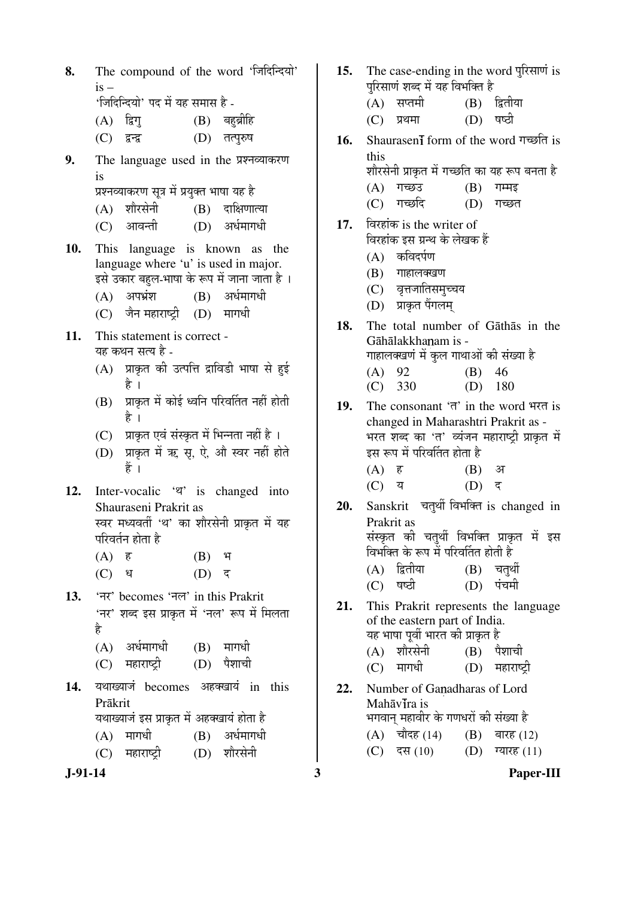8. The compound of the word 'जिदिन्दियो' is –
'जिदिन्दियो' पद में यह समास है -
(A) द्विगु (B) बहुब्रीहि
(C) द्वन्द्व (D) तत्पुरुष

9. The language used in the प्रश्नव्याकरण is
प्रश्नव्याकरण सूत्र में प्रयुक्त भाषा यह है
(A) शौरसेनी (B) दाक्षिणात्या
(C) आवन्ती (D) अर्धमागधी

10. This language is known as the language where 'u' is used in major.
इसे उकार बहुल-भाषा के रूप में जाना जाता है ।
(A) अपभ्रंश (B) अर्धमागधी
(C) जैन महाराष्ट्री (D) मागधी

11. This statement is correct -
यह कथन सत्य है -
(A) प्राकृत की उत्पत्ति द्राविडी भाषा से हुई है ।
(B) प्राकृत में कोई ध्वनि परिवर्तित नहीं होती है ।
(C) प्राकृत एवं संस्कृत में भिन्नता नहीं है ।
(D) प्राकृत में ऋ, ऌ, ऐ, औ स्वर नहीं होते हैं ।

12. Inter-vocalic 'थ' is changed into Shauraseni Prakrit as
स्वर मध्यवर्ती 'थ' का शौरसेनी प्राकृत में यह परिवर्तन होता है
(A) ह (B) भ
(C) ध (D) द

13. 'नर' becomes 'नल' in this Prakrit
'नर' शब्द इस प्राकृत में 'नल' रूप में मिलता है
(A) अर्धमागधी (B) मागधी
(C) महाराष्ट्री (D) पैशाची

14. यथाख्याजं becomes अहक्खायं in this Prākrit
यथाख्याजं इस प्राकृत में अहक्खायं होता है
(A) मागधी (B) अर्धमागधी
(C) महाराष्ट्री (D) शौरसेनी

15. The case-ending in the word पुरिसाणं is
पुरिसाणं शब्द में यह विभक्ति है
(A) सप्तमी (B) द्वितीया
(C) प्रथमा (D) षष्ठी

16. Shaurasenī form of the word गच्छति is this
शौरसेनी प्राकृत में गच्छति का यह रूप बनता है
(A) गच्छउ (B) गम्मइ
(C) गच्छदि (D) गच्छत

17. विरहांक is the writer of
विरहांक इस ग्रन्थ के लेखक हैं
(A) कविदर्पण
(B) गाहालक्खण
(C) वृत्तजातिसमुच्चय
(D) प्राकृत पैंगलम्

18. The total number of Gāthās in the Gāhālakkhaṇam is -
गाहालक्खणं में कुल गाथाओं की संख्या है
(A) 92 (B) 46
(C) 330 (D) 180

19. The consonant 'त' in the word भरत is changed in Maharashtri Prakrit as -
भरत शब्द का 'त' व्यंजन महाराष्ट्री प्राकृत में इस रूप में परिवर्तित होता है
(A) ह (B) अ
(C) य (D) द

20. Sanskrit चतुर्थी विभक्ति is changed in Prakrit as
संस्कृत की चतुर्थी विभक्ति प्राकृत में इस विभक्ति के रूप में परिवर्तित होती है
(A) द्वितीया (B) चतुर्थी
(C) षष्ठी (D) पंचमी

21. This Prakrit represents the language of the eastern part of India.
यह भाषा पूर्वी भारत की प्राकृत है
(A) शौरसेनी (B) पैशाची
(C) मागधी (D) महाराष्ट्री

22. Number of Gaṇadharas of Lord Mahāvīra is
भगवान् महावीर के गणधरों की संख्या है
(A) चौदह (14) (B) बारह (12)
(C) दस (10) (D) ग्यारह (11)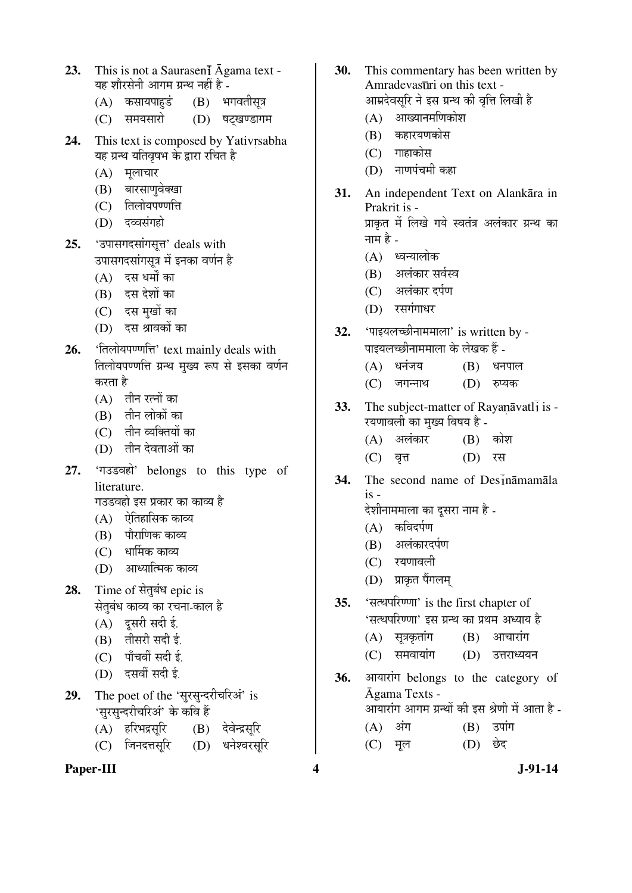**23.** This is not a Saurasenī Āgama text -
यह शौरसेनी आगम ग्रन्थ नहीं है -

(A) कसायपाहुडं (B) भगवतीसूत्र
(C) समयसारो (D) षट्खण्डागम

**24.** This text is composed by Yativṛsabha
यह ग्रन्थ यतिवृषभ के द्वारा रचित है

(A) मूलाचार
(B) बारसाणुवेक्खा
(C) तिलोयपण्णत्ति
(D) दव्वसंगहो

**25.** 'उपासगदसांगसूत्त' deals with
उपासगदसांगसूत्र में इनका वर्णन है

(A) दस धर्मों का
(B) दस देशों का
(C) दस मुखों का
(D) दस श्रावकों का

**26.** 'तिलोयपण्णत्ति' text mainly deals with
तिलोयपण्णत्ति ग्रन्थ मुख्य रूप से इसका वर्णन करता है

(A) तीन रत्नों का
(B) तीन लोकों का
(C) तीन व्यक्तियों का
(D) तीन देवताओं का

**27.** 'गउडवहो' belongs to this type of literature.
गउडवहो इस प्रकार का काव्य है

(A) ऐतिहासिक काव्य
(B) पौराणिक काव्य
(C) धार्मिक काव्य
(D) आध्यात्मिक काव्य

**28.** Time of सेतुबंध epic is
सेतुबंध काव्य का रचना-काल है

(A) दूसरी सदी ई.
(B) तीसरी सदी ई.
(C) पाँचवीं सदी ई.
(D) दसवीं सदी ई.

**29.** The poet of the 'सुरसुन्दरीचरिअं' is
'सुरसुन्दरीचरिअं' के कवि हैं

(A) हरिभद्रसूरि (B) देवेन्द्रसूरि
(C) जिनदत्तसूरि (D) धनेश्वरसूरि

**30.** This commentary has been written by Amradevasūri on this text -
आम्रदेवसूरि ने इस ग्रन्थ की वृत्ति लिखी है

(A) आख्यानमणिकोश
(B) कहारयणकोस
(C) गाहाकोस
(D) नाणपंचमी कहा

**31.** An independent Text on Alankāra in Prakrit is -
प्राकृत में लिखे गये स्वतंत्र अलंकार ग्रन्थ का नाम है -

(A) ध्वन्यालोक
(B) अलंकार सर्वस्व
(C) अलंकार दर्पण
(D) रसगंगाधर

**32.** 'पाइयलच्छीनाममाला' is written by -
पाइयलच्छीनाममाला के लेखक हैं -

(A) धनंजय (B) धनपाल
(C) जगन्नाथ (D) रुय्यक

**33.** The subject-matter of Rayaṇāvalī is -
रयणावली का मुख्य विषय है -

(A) अलंकार (B) कोश
(C) वृत्त (D) रस

**34.** The second name of Desīnāmamāla is -
देशीनाममाला का दूसरा नाम है -

(A) कविदर्पण
(B) अलंकारदर्पण
(C) रयणावली
(D) प्राकृत पैंगलम्

**35.** 'सत्थपरिण्णा' is the first chapter of
'सत्थपरिण्णा' इस ग्रन्थ का प्रथम अध्याय है

(A) सूत्रकृतांग (B) आचारांग
(C) समवायांग (D) उत्तराध्ययन

**36.** आयारांग belongs to the category of Āgama Texts -
आयारांग आगम ग्रन्थों की इस श्रेणी में आता है -

(A) अंग (B) उपांग
(C) मूल (D) छेद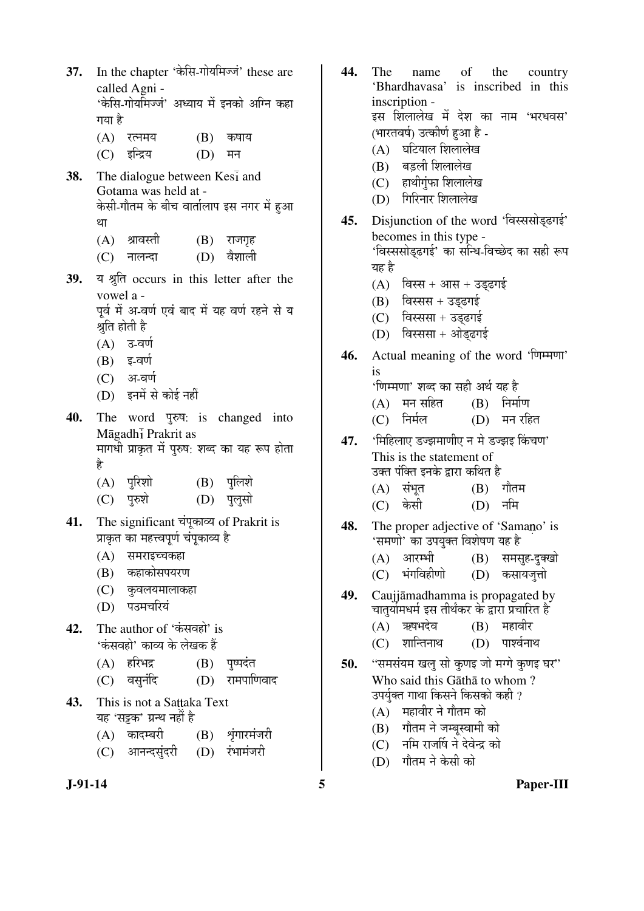37. In the chapter 'केसि-गोयमिज्जं' these are called Agni -
'केसि-गोयमिज्जं' अध्याय में इनको अग्नि कहा गया है
(A) रत्नमय (B) कषाय
(C) इन्द्रिय (D) मन

38. The dialogue between Kesī and Gotama was held at -
केसी-गौतम के बीच वार्तालाप इस नगर में हुआ था
(A) श्रावस्ती (B) राजगृह
(C) नालन्दा (D) वैशाली

39. य श्रुति occurs in this letter after the vowel a -
पूर्व में अ-वर्ण एवं बाद में यह वर्ण रहने से य श्रुति होती है
(A) उ-वर्ण
(B) इ-वर्ण
(C) अ-वर्ण
(D) इनमें से कोई नहीं

40. The word पुरुषः is changed into Māgadhī Prakrit as
मागधी प्राकृत में पुरुषः शब्द का यह रूप होता है
(A) पुरिशो (B) पुलिशे
(C) पुरुशे (D) पुलुसो

41. The significant चंपूकाव्य of Prakrit is
प्राकृत का महत्त्वपूर्ण चंपूकाव्य है
(A) समराइच्चकहा
(B) कहाकोसपयरण
(C) कुवलयमालाकहा
(D) पउमचरियं

42. The author of 'कंसवहो' is
'कंसवहो' काव्य के लेखक हैं
(A) हरिभद्र (B) पुष्पदंत
(C) वसुनंदि (D) रामपाणिवाद

43. This is not a Saṭṭaka Text
यह 'सट्टक' ग्रन्थ नहीं है
(A) कादम्बरी (B) शृंगारमंजरी
(C) आनन्दसुंदरी (D) रंभामंजरी

44. The name of the country 'Bhardhavasa' is inscribed in this inscription -
इस शिलालेख में देश का नाम 'भरधवस' (भारतवर्ष) उत्कीर्ण हुआ है -
(A) घटियाल शिलालेख
(B) बड़ली शिलालेख
(C) हाथीगुंफा शिलालेख
(D) गिरिनार शिलालेख

45. Disjunction of the word 'विस्ससोड्ढगई' becomes in this type -
'विस्ससोड्ढगई' का सन्धि-विच्छेद का सही रूप यह है
(A) विस्स + आस + उड्ढगई
(B) विस्सस + उड्ढगई
(C) विस्ससा + उड्ढगई
(D) विस्ससा + ओड्ढगई

46. Actual meaning of the word 'णिम्मणा' is
'णिम्मणा' शब्द का सही अर्थ यह है
(A) मन सहित (B) निर्माण
(C) निर्मल (D) मन रहित

47. 'मिहिलाए डज्झमाणीए न मे डज्झइ किंचण'
This is the statement of
उक्त पंक्ति इनके द्वारा कथित है
(A) संभूत (B) गौतम
(C) केसी (D) नमि

48. The proper adjective of 'Samaṇo' is
'समणो' का उपयुक्त विशेषण यह है
(A) आरम्भी (B) समसुह-दुक्खो
(C) भंगविहीणो (D) कसायजुत्तो

49. Caujjāmadhamma is propagated by
चातुर्यामधर्म इस तीर्थंकर के द्वारा प्रचारित है
(A) ऋषभदेव (B) महावीर
(C) शान्तिनाथ (D) पार्श्वनाथ

50. "समसंयम खलु सो कुणइ जो मग्गे कुणइ घर"
Who said this Gāthā to whom ?
उपर्युक्त गाथा किसने किसको कही ?
(A) महावीर ने गौतम को
(B) गौतम ने जम्बूस्वामी को
(C) नमि राजर्षि ने देवेन्द्र को
(D) गौतम ने केसी को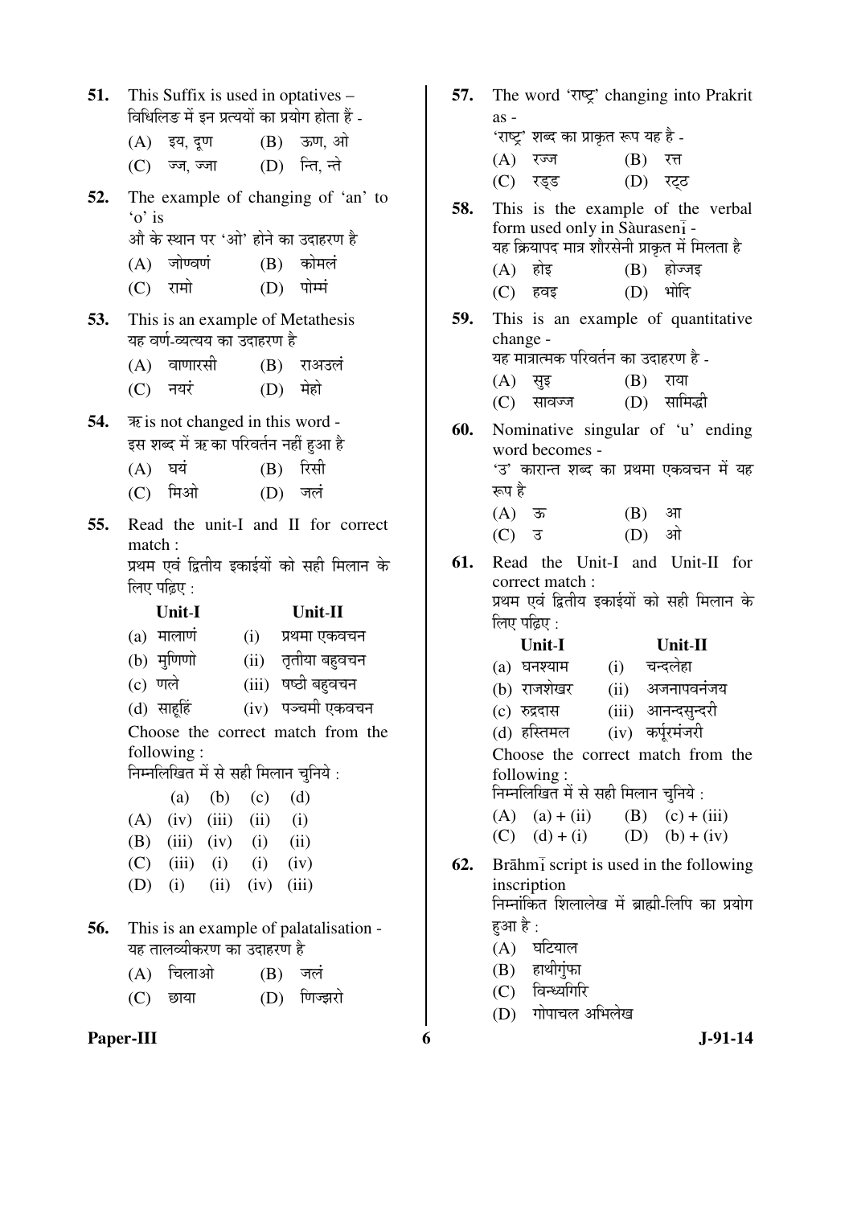**51.** This Suffix is used in optatives –
विधिलिङ में इन प्रत्ययों का प्रयोग होता हैं -

(A) इय, दूण (B) ऊण, ओ
(C) ज्ज, ज्जा (D) न्ति, न्ते

**52.** The example of changing of 'an' to 'o' is
औ के स्थान पर 'ओ' होने का उदाहरण है

(A) जोण्वणं (B) कोमलं
(C) रामो (D) पोम्मं

**53.** This is an example of Metathesis
यह वर्ण-व्यत्यय का उदाहरण है

(A) वाणारसी (B) राअउलं
(C) नयरं (D) मेहो

**54.** ऋ is not changed in this word -
इस शब्द में ऋ का परिवर्तन नहीं हुआ है

(A) घयं (B) रिसी
(C) मिओ (D) जलं

**55.** Read the unit-I and II for correct match :
प्रथम एवं द्वितीय इकाईयों को सही मिलान के लिए पढ़िए :

| Unit-I | Unit-II |
|---|---|
| (a) मालाणं | (i) प्रथमा एकवचन |
| (b) मुणिणो | (ii) तृतीया बहुवचन |
| (c) णले | (iii) षष्ठी बहुवचन |
| (d) साहूहिं | (iv) पञ्चमी एकवचन |

Choose the correct match from the following :
निम्नलिखित में से सही मिलान चुनिये :

| | (a) | (b) | (c) | (d) |
|---|---|---|---|---|
| (A) | (iv) | (iii) | (ii) | (i) |
| (B) | (iii) | (iv) | (i) | (ii) |
| (C) | (iii) | (i) | (i) | (iv) |
| (D) | (i) | (ii) | (iv) | (iii) |

**56.** This is an example of palatalisation -
यह तालव्यीकरण का उदाहरण है

(A) चिलाओ (B) जलं
(C) छाया (D) णिज्झरो

**57.** The word 'राष्ट्र' changing into Prakrit as -
'राष्ट्र' शब्द का प्राकृत रूप यह है -

(A) रज्ज (B) रत्त
(C) रड्ड (D) रट्ठ

**58.** This is the example of the verbal form used only in Sàurasenī -
यह क्रियापद मात्र शौरसेनी प्राकृत में मिलता है

(A) होइ (B) होज्जइ
(C) हवइ (D) भोदि

**59.** This is an example of quantitative change -
यह मात्रात्मक परिवर्तन का उदाहरण है -

(A) सुइ (B) राया
(C) सावज्ज (D) सामिद्धी

**60.** Nominative singular of 'u' ending word becomes -
'उ' कारान्त शब्द का प्रथमा एकवचन में यह रूप है

(A) ऊ (B) आ
(C) उ (D) ओ

**61.** Read the Unit-I and Unit-II for correct match :
प्रथम एवं द्वितीय इकाईयों को सही मिलान के लिए पढ़िए :

| Unit-I | Unit-II |
|---|---|
| (a) घनश्याम | (i) चन्दलेहा |
| (b) राजशेखर | (ii) अजनापवनंजय |
| (c) रुद्रदास | (iii) आनन्दसुन्दरी |
| (d) हस्तिमल | (iv) कर्पूरमंजरी |

Choose the correct match from the following :
निम्नलिखित में से सही मिलान चुनिये :

(A) (a) + (ii) (B) (c) + (iii)
(C) (d) + (i) (D) (b) + (iv)

**62.** Brāhmī script is used in the following inscription
निम्नांकित शिलालेख में ब्राह्मी-लिपि का प्रयोग हुआ है :

(A) घटियाल
(B) हाथीगुंफा
(C) विन्ध्यगिरि
(D) गोपाचल अभिलेख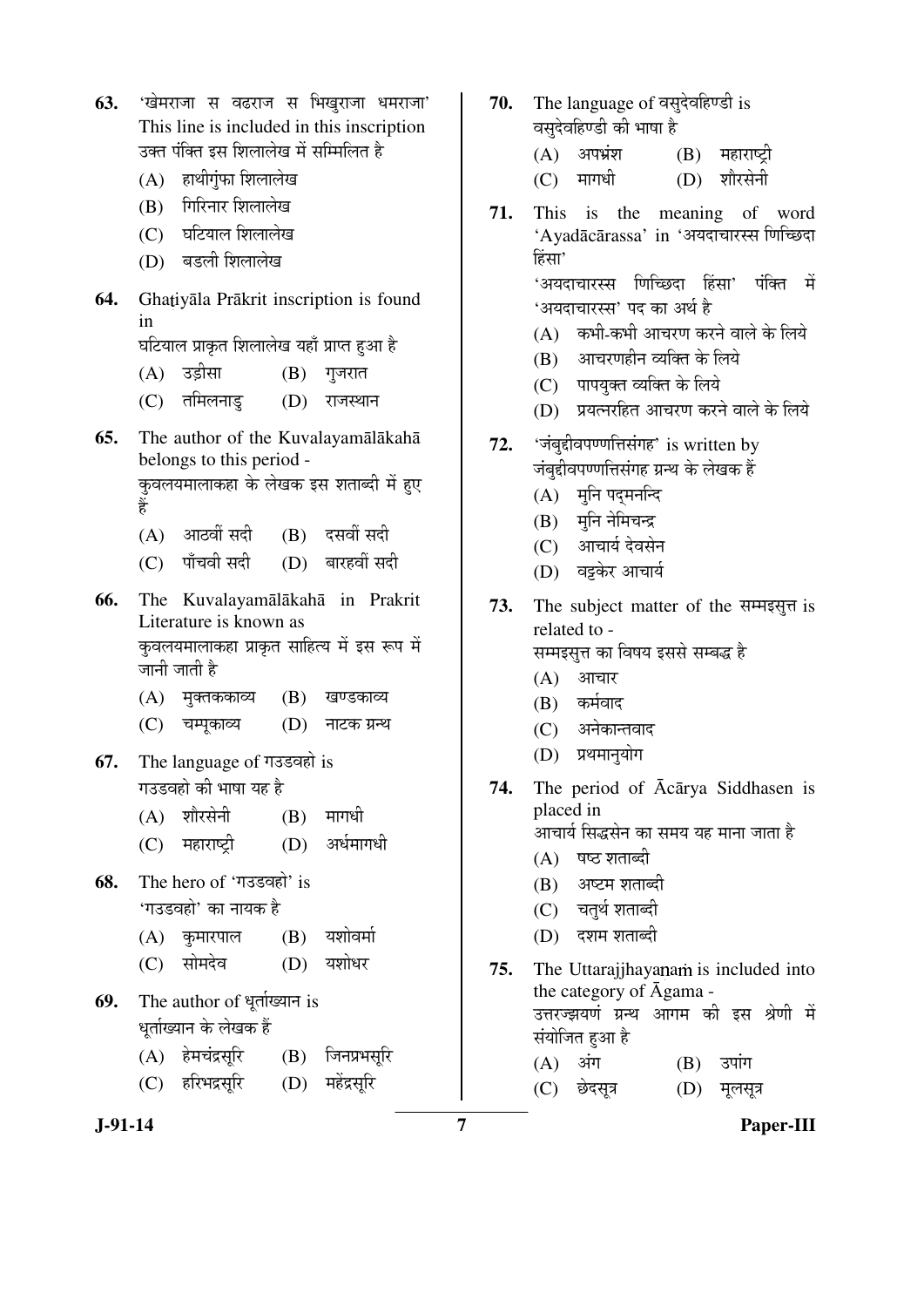63. 'खेमराजा स वढराज स भिखुराजा धमराजा' This line is included in this inscription
उक्त पंक्ति इस शिलालेख में सम्मिलित है
(A) हाथीगुंफा शिलालेख
(B) गिरिनार शिलालेख
(C) घटियाल शिलालेख
(D) बडली शिलालेख

64. Ghaṭiyāla Prākrit inscription is found in
घटियाल प्राकृत शिलालेख यहाँ प्राप्त हुआ है
(A) उड़ीसा (B) गुजरात
(C) तमिलनाडु (D) राजस्थान

65. The author of the Kuvalayamālākahā belongs to this period -
कुवलयमालाकहा के लेखक इस शताब्दी में हुए हैं
(A) आठवीं सदी (B) दसवीं सदी
(C) पाँचवी सदी (D) बारहवीं सदी

66. The Kuvalayamālākahā in Prakrit Literature is known as
कुवलयमालाकहा प्राकृत साहित्य में इस रूप में जानी जाती है
(A) मुक्तककाव्य (B) खण्डकाव्य
(C) चम्पूकाव्य (D) नाटक ग्रन्थ

67. The language of गउडवहो is
गउडवहो की भाषा यह है
(A) शौरसेनी (B) मागधी
(C) महाराष्ट्री (D) अर्धमागधी

68. The hero of 'गउडवहो' is
'गउडवहो' का नायक है
(A) कुमारपाल (B) यशोवर्मा
(C) सोमदेव (D) यशोधर

69. The author of धूर्ताख्यान is
धूर्ताख्यान के लेखक हैं
(A) हेमचंद्रसूरि (B) जिनप्रभसूरि
(C) हरिभद्रसूरि (D) महेंद्रसूरि

70. The language of वसुदेवहिण्डी is
वसुदेवहिण्डी की भाषा है
(A) अपभ्रंश (B) महाराष्ट्री
(C) मागधी (D) शौरसेनी

71. This is the meaning of word 'Ayadācārassa' in 'अयदाचारस्स णिच्छिदा हिंसा'
'अयदाचारस्स णिच्छिदा हिंसा' पंक्ति में 'अयदाचारस्स' पद का अर्थ है
(A) कभी-कभी आचरण करने वाले के लिये
(B) आचरणहीन व्यक्ति के लिये
(C) पापयुक्त व्यक्ति के लिये
(D) प्रयत्नरहित आचरण करने वाले के लिये

72. 'जंबुद्दीवपण्णत्तिसंगह' is written by
जंबुद्दीवपण्णत्तिसंगह ग्रन्थ के लेखक हैं
(A) मुनि पद्मनन्दि
(B) मुनि नेमिचन्द्र
(C) आचार्य देवसेन
(D) वट्टकेर आचार्य

73. The subject matter of the सम्मइसुत्त is related to -
सम्मइसुत्त का विषय इससे सम्बद्ध है
(A) आचार
(B) कर्मवाद
(C) अनेकान्तवाद
(D) प्रथमानुयोग

74. The period of Ācārya Siddhasen is placed in
आचार्य सिद्धसेन का समय यह माना जाता है
(A) षष्ठ शताब्दी
(B) अष्टम शताब्दी
(C) चतुर्थ शताब्दी
(D) दशम शताब्दी

75. The Uttarajjhayaṇaṁ is included into the category of Āgama -
उत्तरज्झयणं ग्रन्थ आगम की इस श्रेणी में संयोजित हुआ है
(A) अंग (B) उपांग
(C) छेदसूत्र (D) मूलसूत्र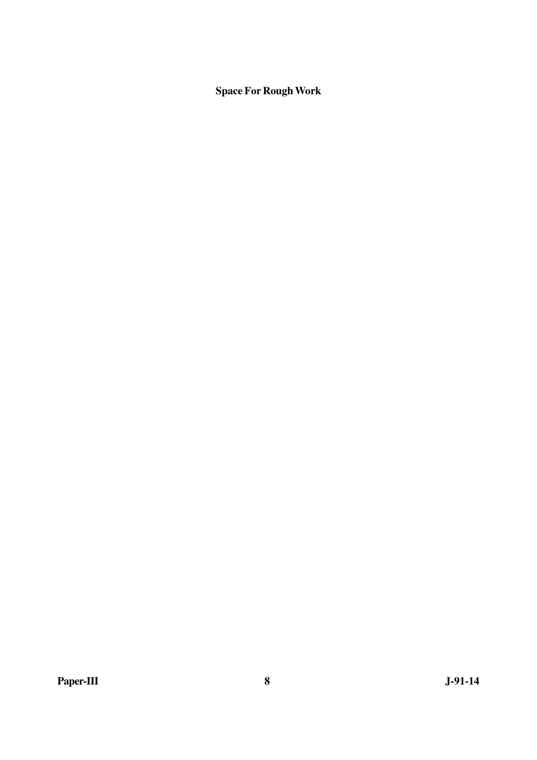**Space For Rough Work**